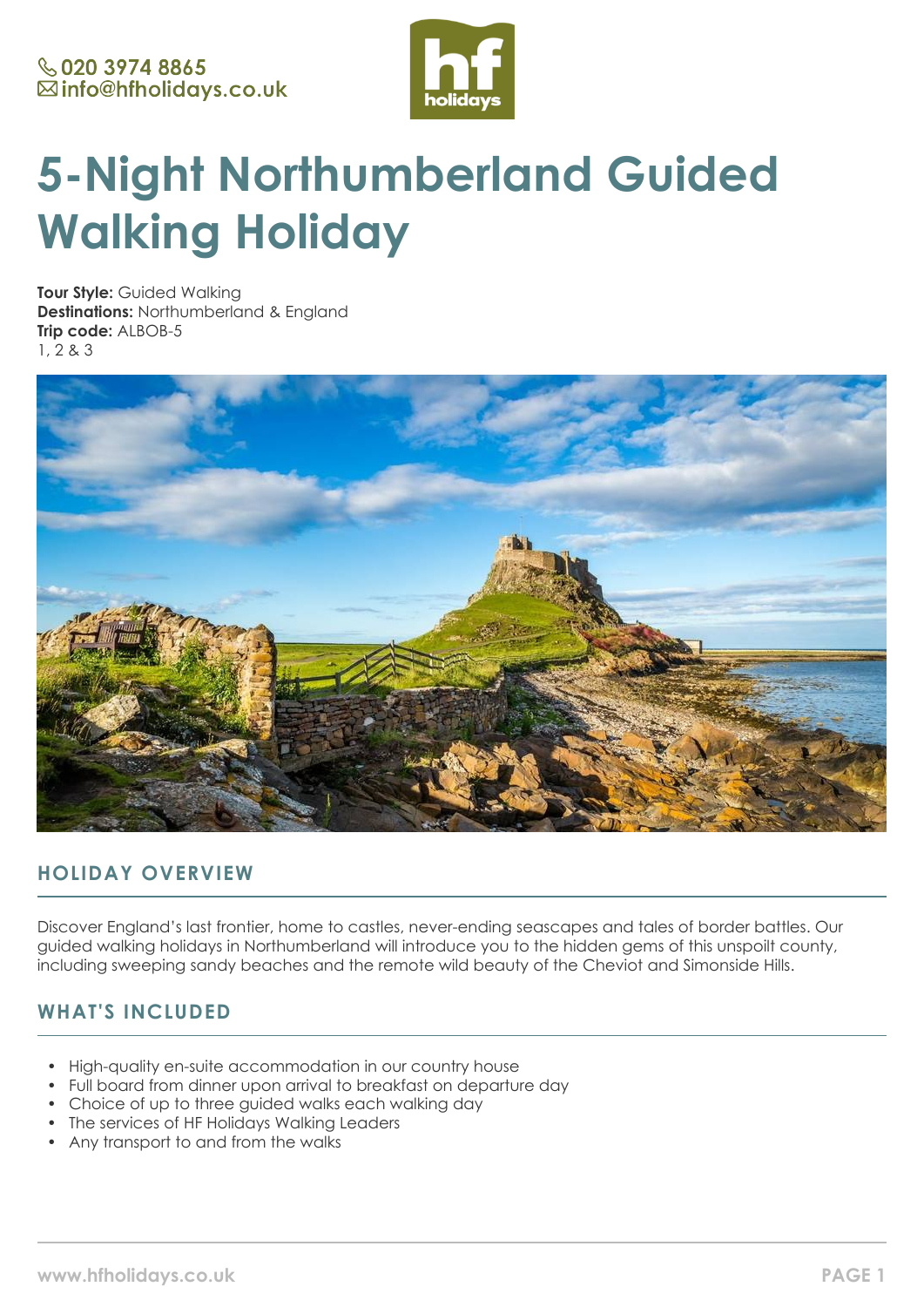020 3974 8865
info@hfholidays.co.uk

# 5-Night Northumberland Guided Walking Holiday

**Tour Style:** Guided Walking
**Destinations:** Northumberland & England
**Trip code:** ALBOB-5
1, 2 & 3

## HOLIDAY OVERVIEW

Discover England's last frontier, home to castles, never-ending seascapes and tales of border battles. Our guided walking holidays in Northumberland will introduce you to the hidden gems of this unspoilt county, including sweeping sandy beaches and the remote wild beauty of the Cheviot and Simonside Hills.

## WHAT'S INCLUDED

- High-quality en-suite accommodation in our country house
- Full board from dinner upon arrival to breakfast on departure day
- Choice of up to three guided walks each walking day
- The services of HF Holidays Walking Leaders
- Any transport to and from the walks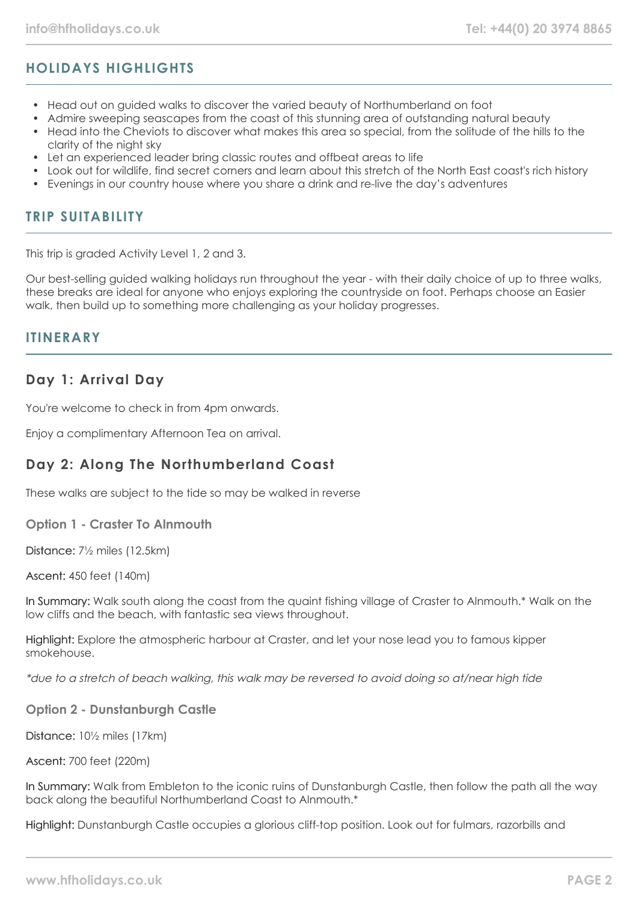## HOLIDAYS HIGHLIGHTS

- Head out on guided walks to discover the varied beauty of Northumberland on foot
- Admire sweeping seascapes from the coast of this stunning area of outstanding natural beauty
- Head into the Cheviots to discover what makes this area so special, from the solitude of the hills to the clarity of the night sky
- Let an experienced leader bring classic routes and offbeat areas to life
- Look out for wildlife, find secret corners and learn about this stretch of the North East coast's rich history
- Evenings in our country house where you share a drink and re-live the day's adventures

## TRIP SUITABILITY

This trip is graded Activity Level 1, 2 and 3.

Our best-selling guided walking holidays run throughout the year - with their daily choice of up to three walks, these breaks are ideal for anyone who enjoys exploring the countryside on foot. Perhaps choose an Easier walk, then build up to something more challenging as your holiday progresses.

## ITINERARY

### Day 1: Arrival Day

You're welcome to check in from 4pm onwards.

Enjoy a complimentary Afternoon Tea on arrival.

### Day 2: Along The Northumberland Coast

These walks are subject to the tide so may be walked in reverse

#### Option 1 - Craster To Alnmouth

Distance: 7½ miles (12.5km)

Ascent: 450 feet (140m)

In Summary: Walk south along the coast from the quaint fishing village of Craster to Alnmouth.* Walk on the low cliffs and the beach, with fantastic sea views throughout.

Highlight: Explore the atmospheric harbour at Craster, and let your nose lead you to famous kipper smokehouse.

*\*due to a stretch of beach walking, this walk may be reversed to avoid doing so at/near high tide*

#### Option 2 - Dunstanburgh Castle

Distance: 10½ miles (17km)

Ascent: 700 feet (220m)

In Summary: Walk from Embleton to the iconic ruins of Dunstanburgh Castle, then follow the path all the way back along the beautiful Northumberland Coast to Alnmouth.*

Highlight: Dunstanburgh Castle occupies a glorious cliff-top position. Look out for fulmars, razorbills and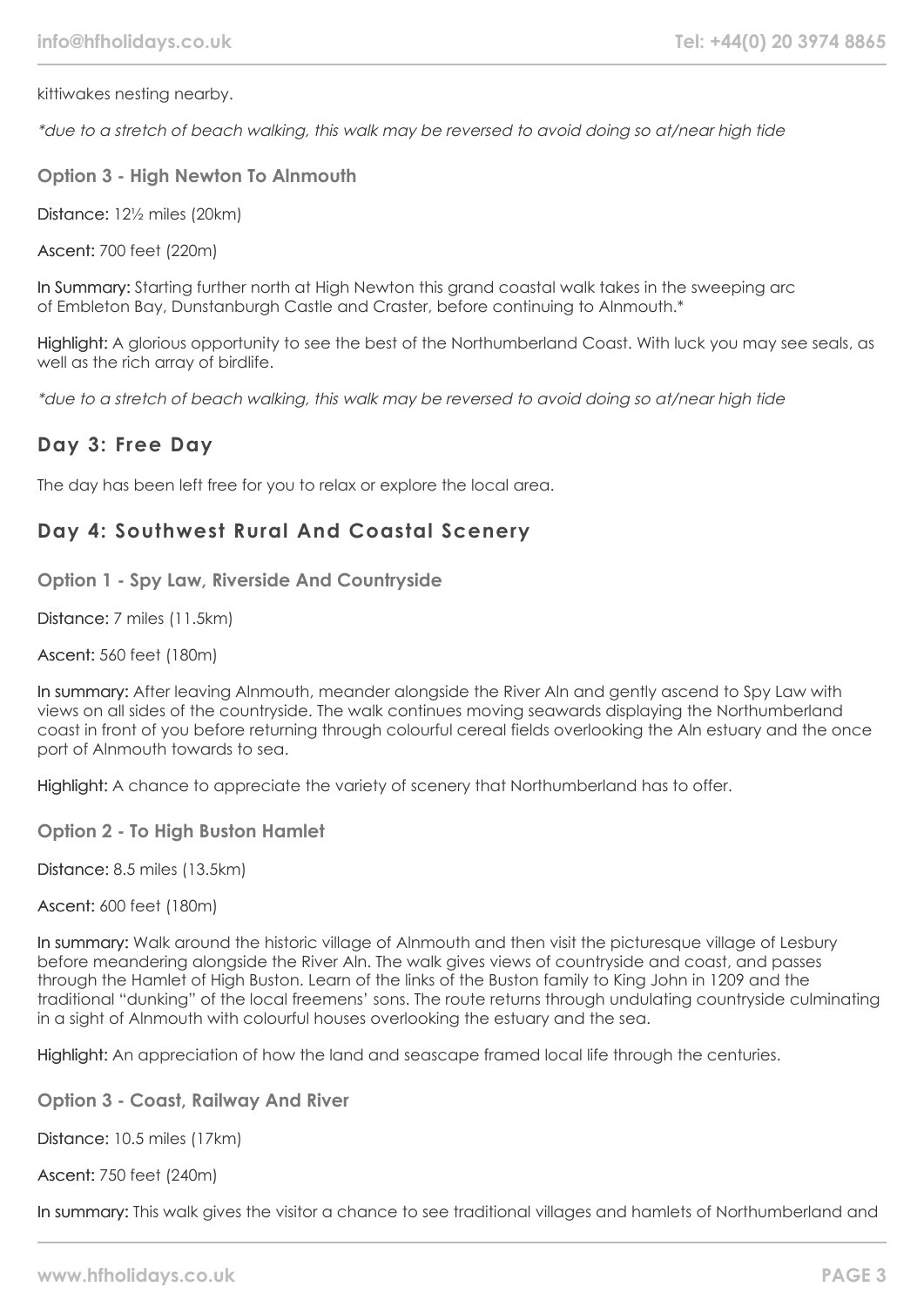kittiwakes nesting nearby.

*\*due to a stretch of beach walking, this walk may be reversed to avoid doing so at/near high tide*

### Option 3 - High Newton To Alnmouth

Distance: 12½ miles (20km)

Ascent: 700 feet (220m)

In Summary: Starting further north at High Newton this grand coastal walk takes in the sweeping arc of Embleton Bay, Dunstanburgh Castle and Craster, before continuing to Alnmouth.*

Highlight: A glorious opportunity to see the best of the Northumberland Coast. With luck you may see seals, as well as the rich array of birdlife.

*\*due to a stretch of beach walking, this walk may be reversed to avoid doing so at/near high tide*

## Day 3: Free Day

The day has been left free for you to relax or explore the local area.

## Day 4: Southwest Rural And Coastal Scenery

### Option 1 - Spy Law, Riverside And Countryside

Distance: 7 miles (11.5km)

Ascent: 560 feet (180m)

In summary: After leaving Alnmouth, meander alongside the River Aln and gently ascend to Spy Law with views on all sides of the countryside. The walk continues moving seawards displaying the Northumberland coast in front of you before returning through colourful cereal fields overlooking the Aln estuary and the once port of Alnmouth towards to sea.

Highlight: A chance to appreciate the variety of scenery that Northumberland has to offer.

### Option 2 - To High Buston Hamlet

Distance: 8.5 miles (13.5km)

Ascent: 600 feet (180m)

In summary: Walk around the historic village of Alnmouth and then visit the picturesque village of Lesbury before meandering alongside the River Aln. The walk gives views of countryside and coast, and passes through the Hamlet of High Buston. Learn of the links of the Buston family to King John in 1209 and the traditional "dunking" of the local freemens' sons. The route returns through undulating countryside culminating in a sight of Alnmouth with colourful houses overlooking the estuary and the sea.

Highlight: An appreciation of how the land and seascape framed local life through the centuries.

### Option 3 - Coast, Railway And River

Distance: 10.5 miles (17km)

Ascent: 750 feet (240m)

In summary: This walk gives the visitor a chance to see traditional villages and hamlets of Northumberland and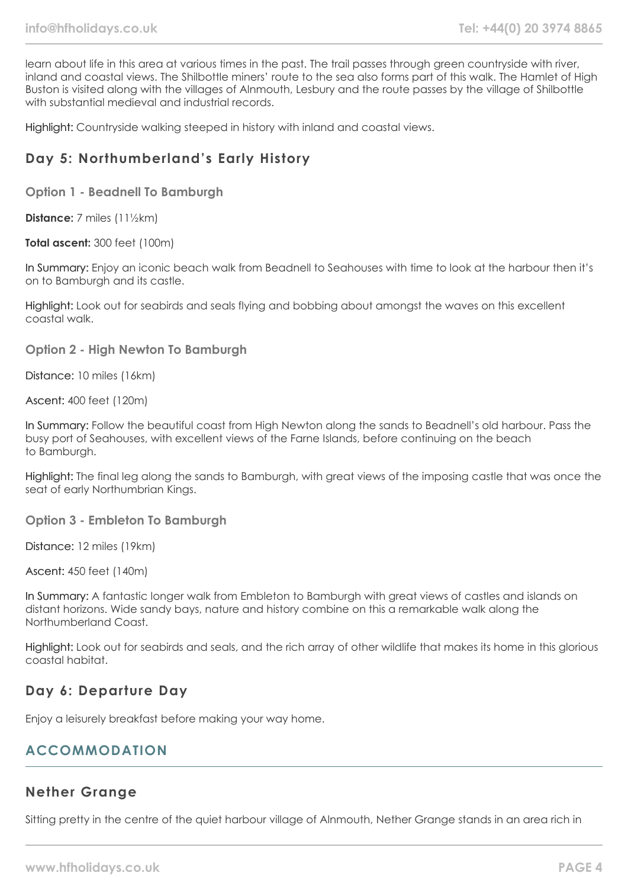learn about life in this area at various times in the past. The trail passes through green countryside with river, inland and coastal views. The Shilbottle miners' route to the sea also forms part of this walk. The Hamlet of High Buston is visited along with the villages of Alnmouth, Lesbury and the route passes by the village of Shilbottle with substantial medieval and industrial records.

Highlight: Countryside walking steeped in history with inland and coastal views.

## Day 5: Northumberland's Early History

### Option 1 - Beadnell To Bamburgh

**Distance:** 7 miles (11½km)

**Total ascent:** 300 feet (100m)

In Summary: Enjoy an iconic beach walk from Beadnell to Seahouses with time to look at the harbour then it's on to Bamburgh and its castle.

Highlight: Look out for seabirds and seals flying and bobbing about amongst the waves on this excellent coastal walk.

### Option 2 - High Newton To Bamburgh

Distance: 10 miles (16km)

Ascent: 400 feet (120m)

In Summary: Follow the beautiful coast from High Newton along the sands to Beadnell's old harbour. Pass the busy port of Seahouses, with excellent views of the Farne Islands, before continuing on the beach to Bamburgh.

Highlight: The final leg along the sands to Bamburgh, with great views of the imposing castle that was once the seat of early Northumbrian Kings.

### Option 3 - Embleton To Bamburgh

Distance: 12 miles (19km)

Ascent: 450 feet (140m)

In Summary: A fantastic longer walk from Embleton to Bamburgh with great views of castles and islands on distant horizons. Wide sandy bays, nature and history combine on this a remarkable walk along the Northumberland Coast.

Highlight: Look out for seabirds and seals, and the rich array of other wildlife that makes its home in this glorious coastal habitat.

## Day 6: Departure Day

Enjoy a leisurely breakfast before making your way home.

# ACCOMMODATION

## Nether Grange

Sitting pretty in the centre of the quiet harbour village of Alnmouth, Nether Grange stands in an area rich in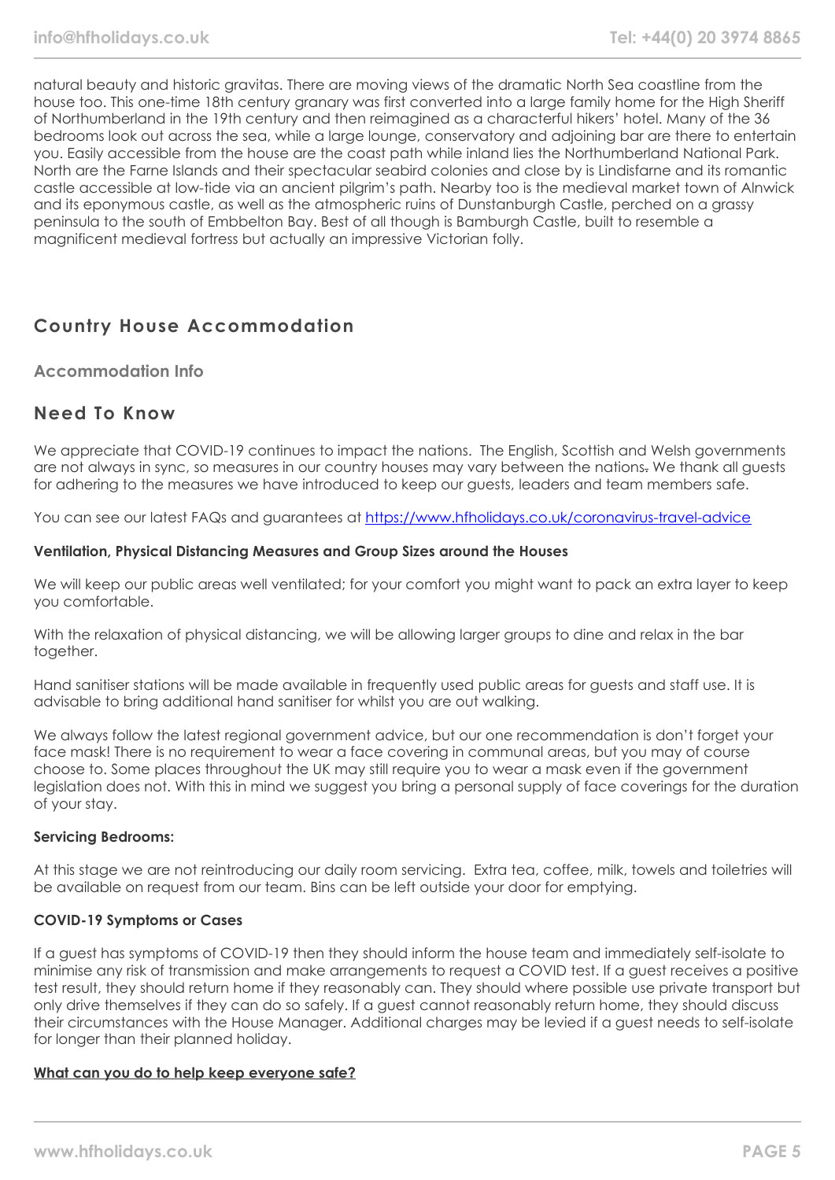natural beauty and historic gravitas. There are moving views of the dramatic North Sea coastline from the house too. This one-time 18th century granary was first converted into a large family home for the High Sheriff of Northumberland in the 19th century and then reimagined as a characterful hikers' hotel. Many of the 36 bedrooms look out across the sea, while a large lounge, conservatory and adjoining bar are there to entertain you. Easily accessible from the house are the coast path while inland lies the Northumberland National Park. North are the Farne Islands and their spectacular seabird colonies and close by is Lindisfarne and its romantic castle accessible at low-tide via an ancient pilgrim's path. Nearby too is the medieval market town of Alnwick and its eponymous castle, as well as the atmospheric ruins of Dunstanburgh Castle, perched on a grassy peninsula to the south of Embbelton Bay. Best of all though is Bamburgh Castle, built to resemble a magnificent medieval fortress but actually an impressive Victorian folly.

## Country House Accommodation

### Accommodation Info

## Need To Know

We appreciate that COVID-19 continues to impact the nations. The English, Scottish and Welsh governments are not always in sync, so measures in our country houses may vary between the nations. We thank all guests for adhering to the measures we have introduced to keep our guests, leaders and team members safe.

You can see our latest FAQs and guarantees at [https://www.hfholidays.co.uk/coronavirus-travel-advice](https://www.hfholidays.co.uk/coronavirus-travel-advice)

**Ventilation, Physical Distancing Measures and Group Sizes around the Houses**

We will keep our public areas well ventilated; for your comfort you might want to pack an extra layer to keep you comfortable.

With the relaxation of physical distancing, we will be allowing larger groups to dine and relax in the bar together.

Hand sanitiser stations will be made available in frequently used public areas for guests and staff use. It is advisable to bring additional hand sanitiser for whilst you are out walking.

We always follow the latest regional government advice, but our one recommendation is don't forget your face mask! There is no requirement to wear a face covering in communal areas, but you may of course choose to. Some places throughout the UK may still require you to wear a mask even if the government legislation does not. With this in mind we suggest you bring a personal supply of face coverings for the duration of your stay.

**Servicing Bedrooms:**

At this stage we are not reintroducing our daily room servicing. Extra tea, coffee, milk, towels and toiletries will be available on request from our team. Bins can be left outside your door for emptying.

**COVID-19 Symptoms or Cases**

If a guest has symptoms of COVID-19 then they should inform the house team and immediately self-isolate to minimise any risk of transmission and make arrangements to request a COVID test. If a guest receives a positive test result, they should return home if they reasonably can. They should where possible use private transport but only drive themselves if they can do so safely. If a guest cannot reasonably return home, they should discuss their circumstances with the House Manager. Additional charges may be levied if a guest needs to self-isolate for longer than their planned holiday.

**What can you do to help keep everyone safe?**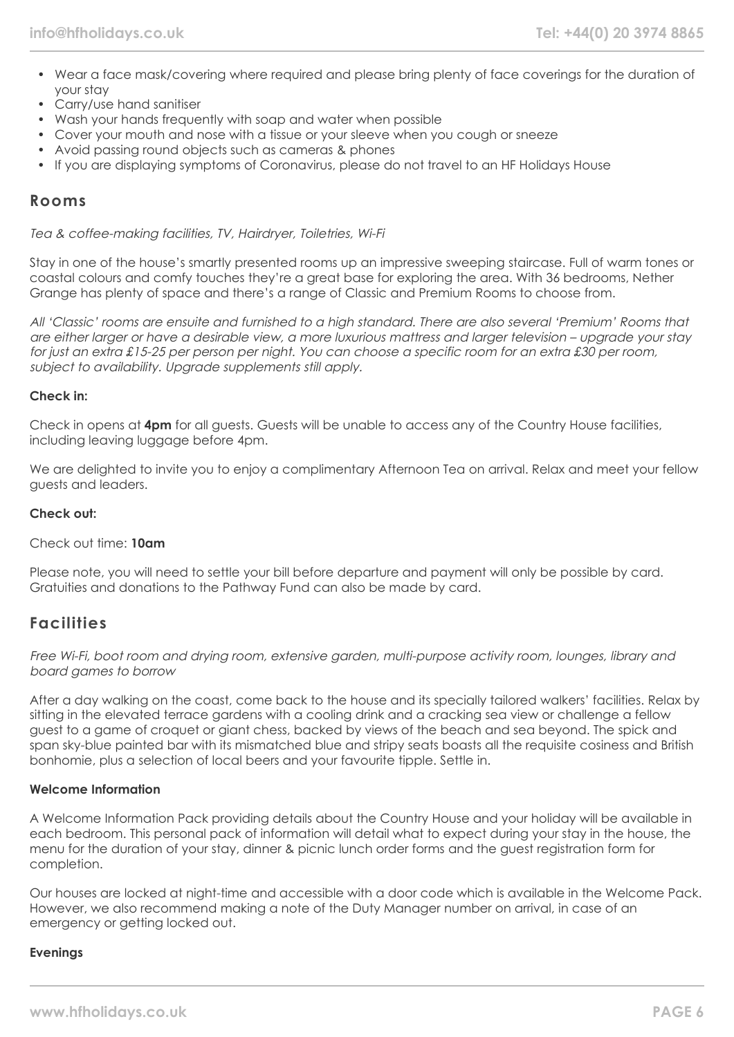- Wear a face mask/covering where required and please bring plenty of face coverings for the duration of your stay
- Carry/use hand sanitiser
- Wash your hands frequently with soap and water when possible
- Cover your mouth and nose with a tissue or your sleeve when you cough or sneeze
- Avoid passing round objects such as cameras & phones
- If you are displaying symptoms of Coronavirus, please do not travel to an HF Holidays House

## Rooms

*Tea & coffee-making facilities, TV, Hairdryer, Toiletries, Wi-Fi*

Stay in one of the house's smartly presented rooms up an impressive sweeping staircase. Full of warm tones or coastal colours and comfy touches they're a great base for exploring the area. With 36 bedrooms, Nether Grange has plenty of space and there's a range of Classic and Premium Rooms to choose from.

*All 'Classic' rooms are ensuite and furnished to a high standard. There are also several 'Premium' Rooms that are either larger or have a desirable view, a more luxurious mattress and larger television – upgrade your stay for just an extra £15-25 per person per night. You can choose a specific room for an extra £30 per room, subject to availability. Upgrade supplements still apply.*

**Check in:**

Check in opens at **4pm** for all guests. Guests will be unable to access any of the Country House facilities, including leaving luggage before 4pm.

We are delighted to invite you to enjoy a complimentary Afternoon Tea on arrival. Relax and meet your fellow guests and leaders.

**Check out:**

Check out time: **10am**

Please note, you will need to settle your bill before departure and payment will only be possible by card. Gratuities and donations to the Pathway Fund can also be made by card.

## Facilities

*Free Wi-Fi, boot room and drying room, extensive garden, multi-purpose activity room, lounges, library and board games to borrow*

After a day walking on the coast, come back to the house and its specially tailored walkers' facilities. Relax by sitting in the elevated terrace gardens with a cooling drink and a cracking sea view or challenge a fellow guest to a game of croquet or giant chess, backed by views of the beach and sea beyond. The spick and span sky-blue painted bar with its mismatched blue and stripy seats boasts all the requisite cosiness and British bonhomie, plus a selection of local beers and your favourite tipple. Settle in.

**Welcome Information**

A Welcome Information Pack providing details about the Country House and your holiday will be available in each bedroom. This personal pack of information will detail what to expect during your stay in the house, the menu for the duration of your stay, dinner & picnic lunch order forms and the guest registration form for completion.

Our houses are locked at night-time and accessible with a door code which is available in the Welcome Pack. However, we also recommend making a note of the Duty Manager number on arrival, in case of an emergency or getting locked out.

**Evenings**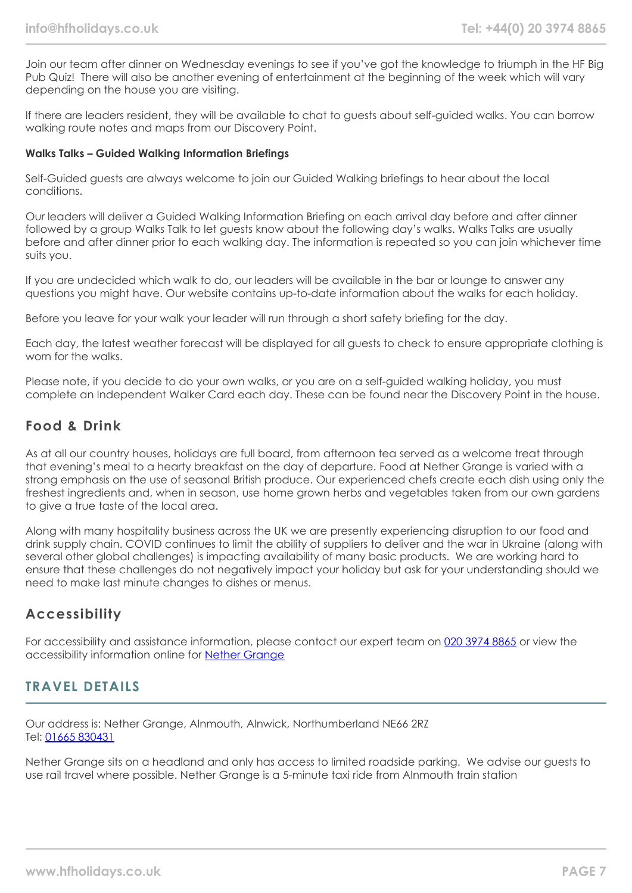Join our team after dinner on Wednesday evenings to see if you've got the knowledge to triumph in the HF Big Pub Quiz! There will also be another evening of entertainment at the beginning of the week which will vary depending on the house you are visiting.

If there are leaders resident, they will be available to chat to guests about self-guided walks. You can borrow walking route notes and maps from our Discovery Point.

**Walks Talks – Guided Walking Information Briefings**

Self-Guided guests are always welcome to join our Guided Walking briefings to hear about the local conditions.

Our leaders will deliver a Guided Walking Information Briefing on each arrival day before and after dinner followed by a group Walks Talk to let guests know about the following day's walks. Walks Talks are usually before and after dinner prior to each walking day. The information is repeated so you can join whichever time suits you.

If you are undecided which walk to do, our leaders will be available in the bar or lounge to answer any questions you might have. Our website contains up-to-date information about the walks for each holiday.

Before you leave for your walk your leader will run through a short safety briefing for the day.

Each day, the latest weather forecast will be displayed for all guests to check to ensure appropriate clothing is worn for the walks.

Please note, if you decide to do your own walks, or you are on a self-guided walking holiday, you must complete an Independent Walker Card each day. These can be found near the Discovery Point in the house.

## Food & Drink

As at all our country houses, holidays are full board, from afternoon tea served as a welcome treat through that evening's meal to a hearty breakfast on the day of departure. Food at Nether Grange is varied with a strong emphasis on the use of seasonal British produce. Our experienced chefs create each dish using only the freshest ingredients and, when in season, use home grown herbs and vegetables taken from our own gardens to give a true taste of the local area.

Along with many hospitality business across the UK we are presently experiencing disruption to our food and drink supply chain. COVID continues to limit the ability of suppliers to deliver and the war in Ukraine (along with several other global challenges) is impacting availability of many basic products. We are working hard to ensure that these challenges do not negatively impact your holiday but ask for your understanding should we need to make last minute changes to dishes or menus.

## Accessibility

For accessibility and assistance information, please contact our expert team on 020 3974 8865 or view the accessibility information online for Nether Grange

# TRAVEL DETAILS

Our address is: Nether Grange, Alnmouth, Alnwick, Northumberland NE66 2RZ
Tel: 01665 830431

Nether Grange sits on a headland and only has access to limited roadside parking. We advise our guests to use rail travel where possible. Nether Grange is a 5-minute taxi ride from Alnmouth train station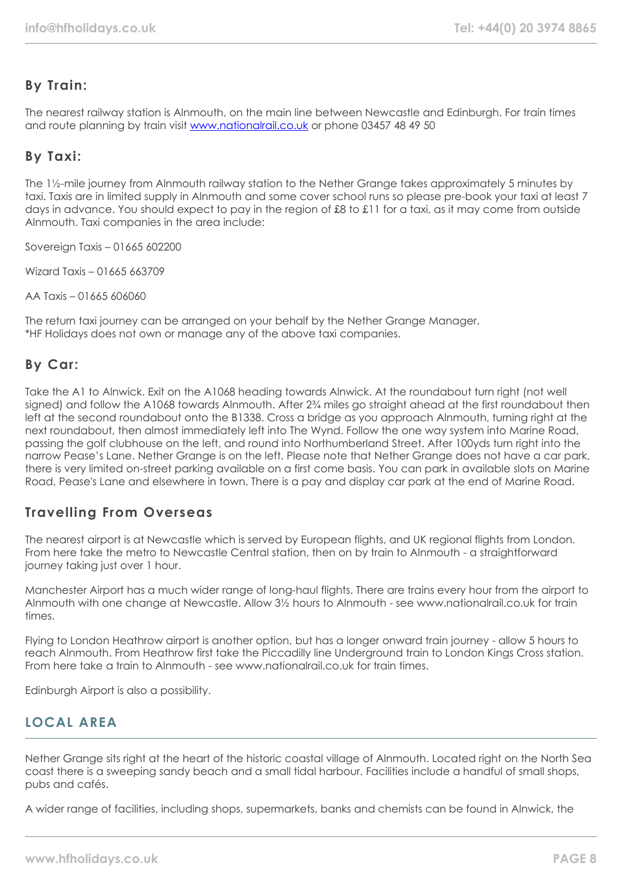### By Train:

The nearest railway station is Alnmouth, on the main line between Newcastle and Edinburgh. For train times and route planning by train visit [www.nationalrail.co.uk](http://www.nationalrail.co.uk) or phone 03457 48 49 50

### By Taxi:

The 1½-mile journey from Alnmouth railway station to the Nether Grange takes approximately 5 minutes by taxi. Taxis are in limited supply in Alnmouth and some cover school runs so please pre-book your taxi at least 7 days in advance. You should expect to pay in the region of £8 to £11 for a taxi, as it may come from outside Alnmouth. Taxi companies in the area include:

Sovereign Taxis – 01665 602200

Wizard Taxis – 01665 663709

AA Taxis – 01665 606060

The return taxi journey can be arranged on your behalf by the Nether Grange Manager.
*HF Holidays does not own or manage any of the above taxi companies.

### By Car:

Take the A1 to Alnwick. Exit on the A1068 heading towards Alnwick. At the roundabout turn right (not well signed) and follow the A1068 towards Alnmouth. After 2¾ miles go straight ahead at the first roundabout then left at the second roundabout onto the B1338. Cross a bridge as you approach Alnmouth, turning right at the next roundabout, then almost immediately left into The Wynd. Follow the one way system into Marine Road, passing the golf clubhouse on the left, and round into Northumberland Street. After 100yds turn right into the narrow Pease's Lane. Nether Grange is on the left. Please note that Nether Grange does not have a car park, there is very limited on-street parking available on a first come basis. You can park in available slots on Marine Road, Pease's Lane and elsewhere in town. There is a pay and display car park at the end of Marine Road.

### Travelling From Overseas

The nearest airport is at Newcastle which is served by European flights, and UK regional flights from London. From here take the metro to Newcastle Central station, then on by train to Alnmouth - a straightforward journey taking just over 1 hour.

Manchester Airport has a much wider range of long-haul flights. There are trains every hour from the airport to Alnmouth with one change at Newcastle. Allow 3½ hours to Alnmouth - see www.nationalrail.co.uk for train times.

Flying to London Heathrow airport is another option, but has a longer onward train journey - allow 5 hours to reach Alnmouth. From Heathrow first take the Piccadilly line Underground train to London Kings Cross station. From here take a train to Alnmouth - see www.nationalrail.co.uk for train times.

Edinburgh Airport is also a possibility.

## LOCAL AREA

Nether Grange sits right at the heart of the historic coastal village of Alnmouth. Located right on the North Sea coast there is a sweeping sandy beach and a small tidal harbour. Facilities include a handful of small shops, pubs and cafés.

A wider range of facilities, including shops, supermarkets, banks and chemists can be found in Alnwick, the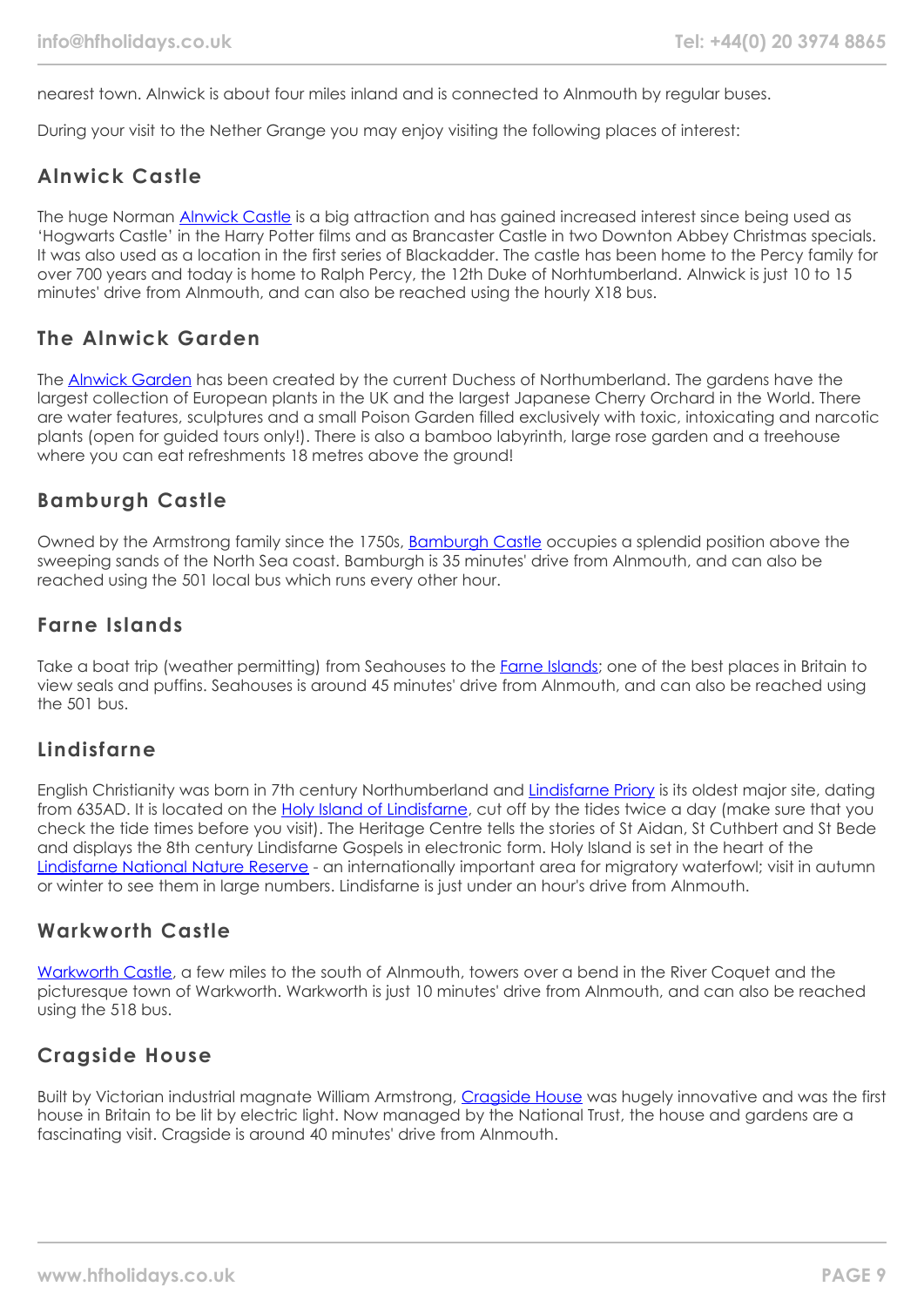nearest town. Alnwick is about four miles inland and is connected to Alnmouth by regular buses.

During your visit to the Nether Grange you may enjoy visiting the following places of interest:

## Alnwick Castle

The huge Norman Alnwick Castle is a big attraction and has gained increased interest since being used as 'Hogwarts Castle' in the Harry Potter films and as Brancaster Castle in two Downton Abbey Christmas specials. It was also used as a location in the first series of Blackadder. The castle has been home to the Percy family for over 700 years and today is home to Ralph Percy, the 12th Duke of Norhtumberland. Alnwick is just 10 to 15 minutes' drive from Alnmouth, and can also be reached using the hourly X18 bus.

## The Alnwick Garden

The Alnwick Garden has been created by the current Duchess of Northumberland. The gardens have the largest collection of European plants in the UK and the largest Japanese Cherry Orchard in the World. There are water features, sculptures and a small Poison Garden filled exclusively with toxic, intoxicating and narcotic plants (open for guided tours only!). There is also a bamboo labyrinth, large rose garden and a treehouse where you can eat refreshments 18 metres above the ground!

## Bamburgh Castle

Owned by the Armstrong family since the 1750s, Bamburgh Castle occupies a splendid position above the sweeping sands of the North Sea coast. Bamburgh is 35 minutes' drive from Alnmouth, and can also be reached using the 501 local bus which runs every other hour.

## Farne Islands

Take a boat trip (weather permitting) from Seahouses to the Farne Islands; one of the best places in Britain to view seals and puffins. Seahouses is around 45 minutes' drive from Alnmouth, and can also be reached using the 501 bus.

## Lindisfarne

English Christianity was born in 7th century Northumberland and Lindisfarne Priory is its oldest major site, dating from 635AD. It is located on the Holy Island of Lindisfarne, cut off by the tides twice a day (make sure that you check the tide times before you visit). The Heritage Centre tells the stories of St Aidan, St Cuthbert and St Bede and displays the 8th century Lindisfarne Gospels in electronic form. Holy Island is set in the heart of the Lindisfarne National Nature Reserve - an internationally important area for migratory waterfowl; visit in autumn or winter to see them in large numbers. Lindisfarne is just under an hour's drive from Alnmouth.

## Warkworth Castle

Warkworth Castle, a few miles to the south of Alnmouth, towers over a bend in the River Coquet and the picturesque town of Warkworth. Warkworth is just 10 minutes' drive from Alnmouth, and can also be reached using the 518 bus.

## Cragside House

Built by Victorian industrial magnate William Armstrong, Cragside House was hugely innovative and was the first house in Britain to be lit by electric light. Now managed by the National Trust, the house and gardens are a fascinating visit. Cragside is around 40 minutes' drive from Alnmouth.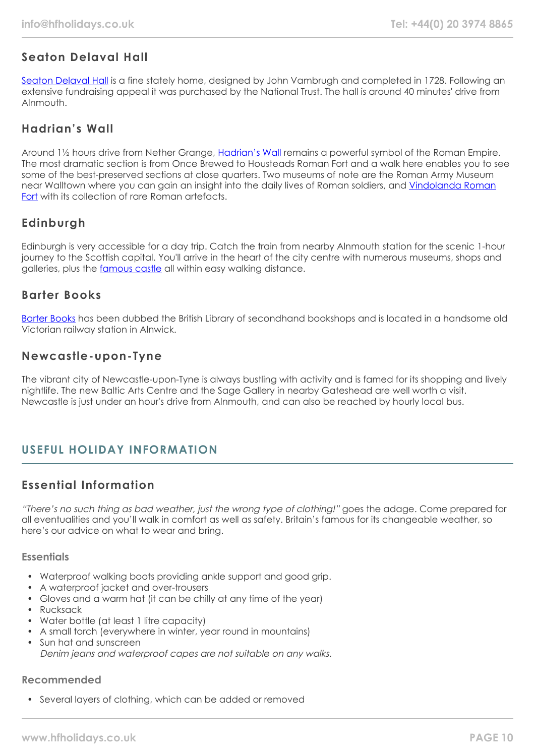### Seaton Delaval Hall

Seaton Delaval Hall is a fine stately home, designed by John Vambrugh and completed in 1728. Following an extensive fundraising appeal it was purchased by the National Trust. The hall is around 40 minutes' drive from Alnmouth.

### Hadrian's Wall

Around 1½ hours drive from Nether Grange, Hadrian's Wall remains a powerful symbol of the Roman Empire. The most dramatic section is from Once Brewed to Housteads Roman Fort and a walk here enables you to see some of the best-preserved sections at close quarters. Two museums of note are the Roman Army Museum near Walltown where you can gain an insight into the daily lives of Roman soldiers, and Vindolanda Roman Fort with its collection of rare Roman artefacts.

### Edinburgh

Edinburgh is very accessible for a day trip. Catch the train from nearby Alnmouth station for the scenic 1-hour journey to the Scottish capital. You'll arrive in the heart of the city centre with numerous museums, shops and galleries, plus the famous castle all within easy walking distance.

### Barter Books

Barter Books has been dubbed the British Library of secondhand bookshops and is located in a handsome old Victorian railway station in Alnwick.

### Newcastle-upon-Tyne

The vibrant city of Newcastle-upon-Tyne is always bustling with activity and is famed for its shopping and lively nightlife. The new Baltic Arts Centre and the Sage Gallery in nearby Gateshead are well worth a visit. Newcastle is just under an hour's drive from Alnmouth, and can also be reached by hourly local bus.

## USEFUL HOLIDAY INFORMATION

### Essential Information

*"There's no such thing as bad weather, just the wrong type of clothing!"* goes the adage. Come prepared for all eventualities and you'll walk in comfort as well as safety. Britain's famous for its changeable weather, so here's our advice on what to wear and bring.

#### Essentials

- Waterproof walking boots providing ankle support and good grip.
- A waterproof jacket and over-trousers
- Gloves and a warm hat (it can be chilly at any time of the year)
- Rucksack
- Water bottle (at least 1 litre capacity)
- A small torch (everywhere in winter, year round in mountains)
- Sun hat and sunscreen
  *Denim jeans and waterproof capes are not suitable on any walks.*

#### Recommended

- Several layers of clothing, which can be added or removed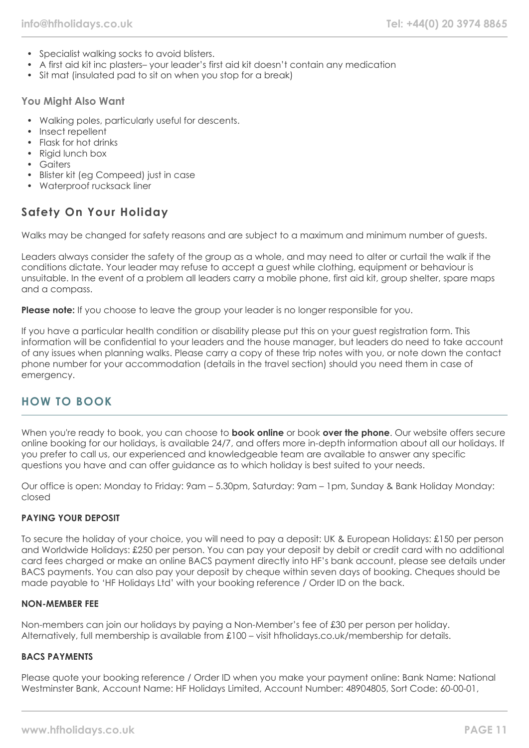- Specialist walking socks to avoid blisters.
- A first aid kit inc plasters– your leader's first aid kit doesn't contain any medication
- Sit mat (insulated pad to sit on when you stop for a break)

### You Might Also Want

- Walking poles, particularly useful for descents.
- Insect repellent
- Flask for hot drinks
- Rigid lunch box
- Gaiters
- Blister kit (eg Compeed) just in case
- Waterproof rucksack liner

## Safety On Your Holiday

Walks may be changed for safety reasons and are subject to a maximum and minimum number of guests.

Leaders always consider the safety of the group as a whole, and may need to alter or curtail the walk if the conditions dictate. Your leader may refuse to accept a guest while clothing, equipment or behaviour is unsuitable. In the event of a problem all leaders carry a mobile phone, first aid kit, group shelter, spare maps and a compass.

**Please note:** If you choose to leave the group your leader is no longer responsible for you.

If you have a particular health condition or disability please put this on your guest registration form. This information will be confidential to your leaders and the house manager, but leaders do need to take account of any issues when planning walks. Please carry a copy of these trip notes with you, or note down the contact phone number for your accommodation (details in the travel section) should you need them in case of emergency.

## HOW TO BOOK

When you're ready to book, you can choose to **book online** or book **over the phone**. Our website offers secure online booking for our holidays, is available 24/7, and offers more in-depth information about all our holidays. If you prefer to call us, our experienced and knowledgeable team are available to answer any specific questions you have and can offer guidance as to which holiday is best suited to your needs.

Our office is open: Monday to Friday: 9am – 5.30pm, Saturday: 9am – 1pm, Sunday & Bank Holiday Monday: closed

### PAYING YOUR DEPOSIT

To secure the holiday of your choice, you will need to pay a deposit: UK & European Holidays: £150 per person and Worldwide Holidays: £250 per person. You can pay your deposit by debit or credit card with no additional card fees charged or make an online BACS payment directly into HF's bank account, please see details under BACS payments. You can also pay your deposit by cheque within seven days of booking. Cheques should be made payable to 'HF Holidays Ltd' with your booking reference / Order ID on the back.

### NON-MEMBER FEE

Non-members can join our holidays by paying a Non-Member's fee of £30 per person per holiday. Alternatively, full membership is available from £100 – visit hfholidays.co.uk/membership for details.

### BACS PAYMENTS

Please quote your booking reference / Order ID when you make your payment online: Bank Name: National Westminster Bank, Account Name: HF Holidays Limited, Account Number: 48904805, Sort Code: 60-00-01,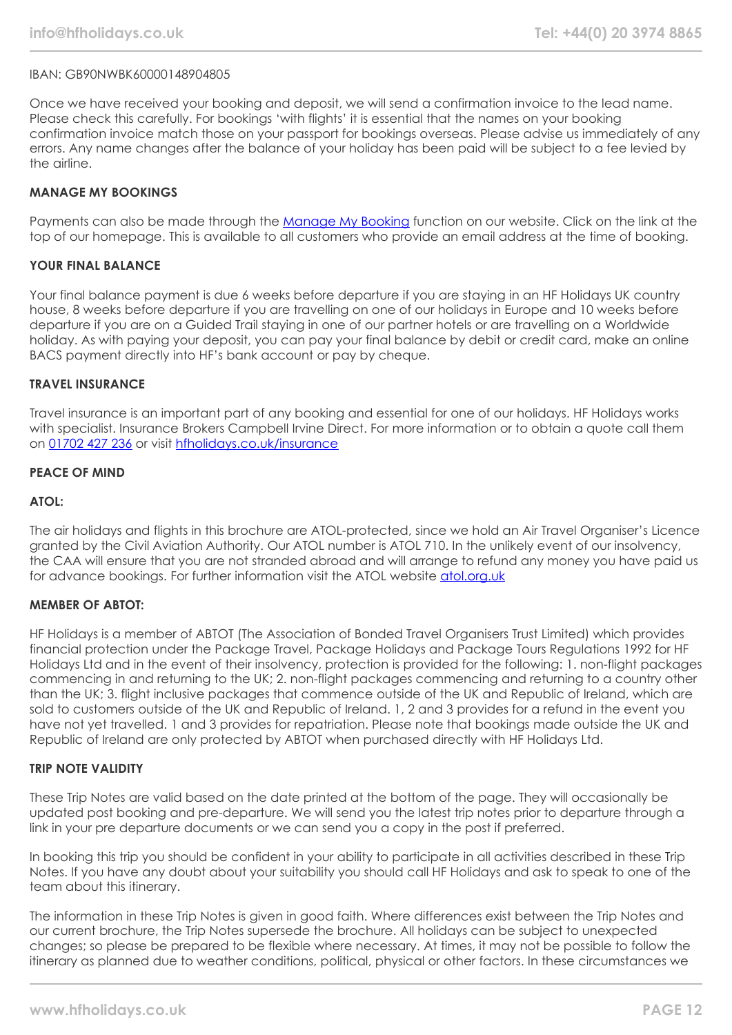IBAN: GB90NWBK60000148904805

Once we have received your booking and deposit, we will send a confirmation invoice to the lead name. Please check this carefully. For bookings 'with flights' it is essential that the names on your booking confirmation invoice match those on your passport for bookings overseas. Please advise us immediately of any errors. Any name changes after the balance of your holiday has been paid will be subject to a fee levied by the airline.

### MANAGE MY BOOKINGS

Payments can also be made through the [Manage My Booking](#) function on our website. Click on the link at the top of our homepage. This is available to all customers who provide an email address at the time of booking.

### YOUR FINAL BALANCE

Your final balance payment is due 6 weeks before departure if you are staying in an HF Holidays UK country house, 8 weeks before departure if you are travelling on one of our holidays in Europe and 10 weeks before departure if you are on a Guided Trail staying in one of our partner hotels or are travelling on a Worldwide holiday. As with paying your deposit, you can pay your final balance by debit or credit card, make an online BACS payment directly into HF's bank account or pay by cheque.

### TRAVEL INSURANCE

Travel insurance is an important part of any booking and essential for one of our holidays. HF Holidays works with specialist. Insurance Brokers Campbell Irvine Direct. For more information or to obtain a quote call them on [01702 427 236](#) or visit [hfholidays.co.uk/insurance](#)

### PEACE OF MIND

### ATOL:

The air holidays and flights in this brochure are ATOL-protected, since we hold an Air Travel Organiser's Licence granted by the Civil Aviation Authority. Our ATOL number is ATOL 710. In the unlikely event of our insolvency, the CAA will ensure that you are not stranded abroad and will arrange to refund any money you have paid us for advance bookings. For further information visit the ATOL website [atol.org.uk](#)

### MEMBER OF ABTOT:

HF Holidays is a member of ABTOT (The Association of Bonded Travel Organisers Trust Limited) which provides financial protection under the Package Travel, Package Holidays and Package Tours Regulations 1992 for HF Holidays Ltd and in the event of their insolvency, protection is provided for the following: 1. non-flight packages commencing in and returning to the UK; 2. non-flight packages commencing and returning to a country other than the UK; 3. flight inclusive packages that commence outside of the UK and Republic of Ireland, which are sold to customers outside of the UK and Republic of Ireland. 1, 2 and 3 provides for a refund in the event you have not yet travelled. 1 and 3 provides for repatriation. Please note that bookings made outside the UK and Republic of Ireland are only protected by ABTOT when purchased directly with HF Holidays Ltd.

### TRIP NOTE VALIDITY

These Trip Notes are valid based on the date printed at the bottom of the page. They will occasionally be updated post booking and pre-departure. We will send you the latest trip notes prior to departure through a link in your pre departure documents or we can send you a copy in the post if preferred.

In booking this trip you should be confident in your ability to participate in all activities described in these Trip Notes. If you have any doubt about your suitability you should call HF Holidays and ask to speak to one of the team about this itinerary.

The information in these Trip Notes is given in good faith. Where differences exist between the Trip Notes and our current brochure, the Trip Notes supersede the brochure. All holidays can be subject to unexpected changes; so please be prepared to be flexible where necessary. At times, it may not be possible to follow the itinerary as planned due to weather conditions, political, physical or other factors. In these circumstances we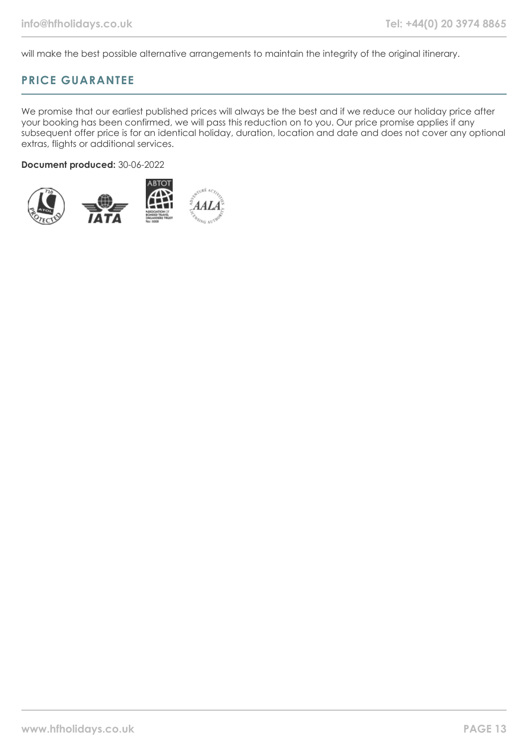will make the best possible alternative arrangements to maintain the integrity of the original itinerary.

## PRICE GUARANTEE

We promise that our earliest published prices will always be the best and if we reduce our holiday price after your booking has been confirmed, we will pass this reduction on to you. Our price promise applies if any subsequent offer price is for an identical holiday, duration, location and date and does not cover any optional extras, flights or additional services.

**Document produced:** 30-06-2022